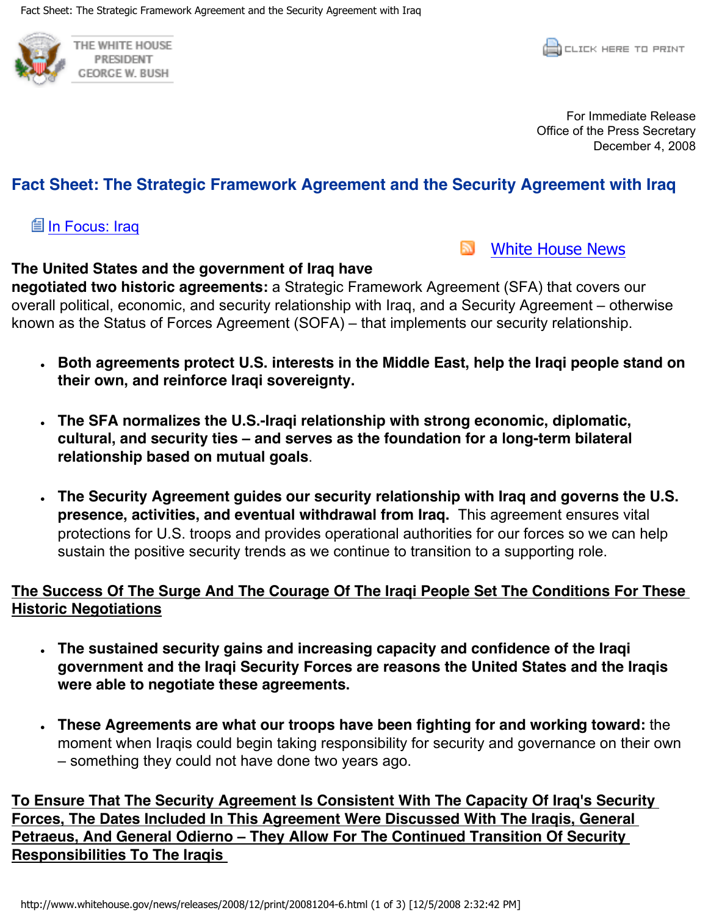THE WHITE HOUSE
PRESIDENT
GEORGE W. BUSH

CLICK HERE TO PRINT

For Immediate Release
Office of the Press Secretary
December 4, 2008

# Fact Sheet: The Strategic Framework Agreement and the Security Agreement with Iraq

In Focus: Iraq

White House News

**The United States and the government of Iraq have negotiated two historic agreements:** a Strategic Framework Agreement (SFA) that covers our overall political, economic, and security relationship with Iraq, and a Security Agreement – otherwise known as the Status of Forces Agreement (SOFA) – that implements our security relationship.

- **Both agreements protect U.S. interests in the Middle East, help the Iraqi people stand on their own, and reinforce Iraqi sovereignty.**
- **The SFA normalizes the U.S.-Iraqi relationship with strong economic, diplomatic, cultural, and security ties – and serves as the foundation for a long-term bilateral relationship based on mutual goals**.
- **The Security Agreement guides our security relationship with Iraq and governs the U.S. presence, activities, and eventual withdrawal from Iraq.** This agreement ensures vital protections for U.S. troops and provides operational authorities for our forces so we can help sustain the positive security trends as we continue to transition to a supporting role.

## The Success Of The Surge And The Courage Of The Iraqi People Set The Conditions For These Historic Negotiations

- **The sustained security gains and increasing capacity and confidence of the Iraqi government and the Iraqi Security Forces are reasons the United States and the Iraqis were able to negotiate these agreements.**
- **These Agreements are what our troops have been fighting for and working toward:** the moment when Iraqis could begin taking responsibility for security and governance on their own – something they could not have done two years ago.

## To Ensure That The Security Agreement Is Consistent With The Capacity Of Iraq's Security Forces, The Dates Included In This Agreement Were Discussed With The Iraqis, General Petraeus, And General Odierno – They Allow For The Continued Transition Of Security Responsibilities To The Iraqis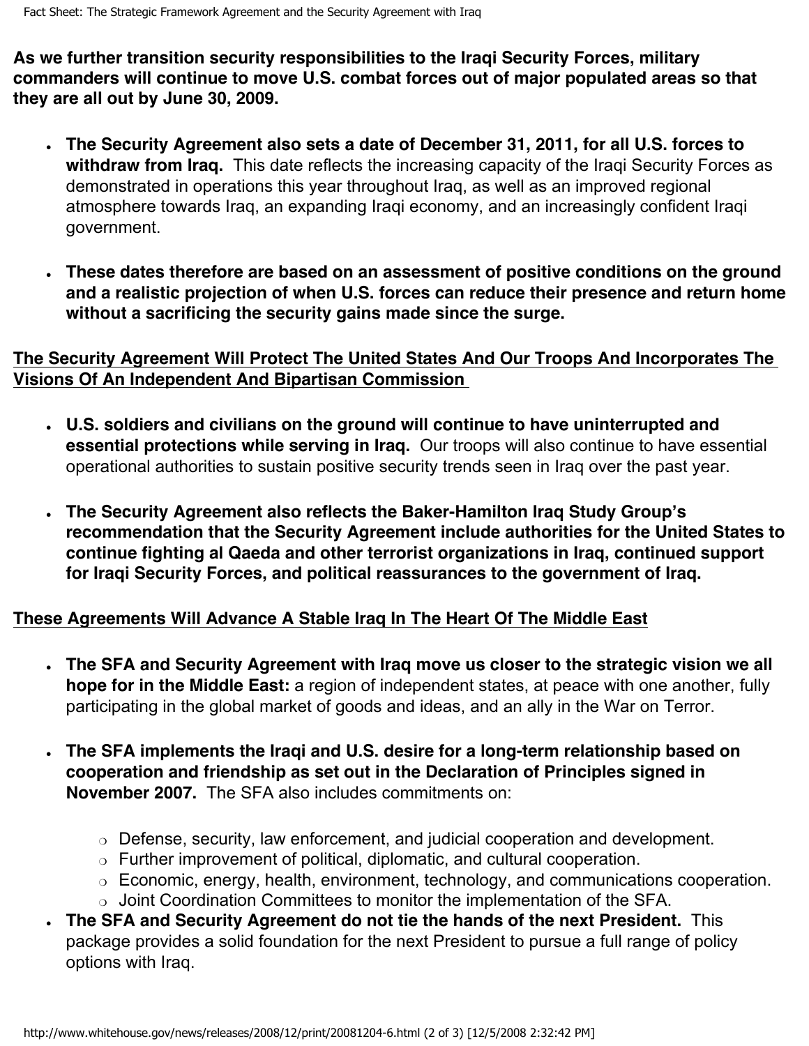**As we further transition security responsibilities to the Iraqi Security Forces, military commanders will continue to move U.S. combat forces out of major populated areas so that they are all out by June 30, 2009.**

- **The Security Agreement also sets a date of December 31, 2011, for all U.S. forces to withdraw from Iraq.** This date reflects the increasing capacity of the Iraqi Security Forces as demonstrated in operations this year throughout Iraq, as well as an improved regional atmosphere towards Iraq, an expanding Iraqi economy, and an increasingly confident Iraqi government.
- **These dates therefore are based on an assessment of positive conditions on the ground and a realistic projection of when U.S. forces can reduce their presence and return home without a sacrificing the security gains made since the surge.**

**The Security Agreement Will Protect The United States And Our Troops And Incorporates The Visions Of An Independent And Bipartisan Commission**

- **U.S. soldiers and civilians on the ground will continue to have uninterrupted and essential protections while serving in Iraq.** Our troops will also continue to have essential operational authorities to sustain positive security trends seen in Iraq over the past year.
- **The Security Agreement also reflects the Baker-Hamilton Iraq Study Group's recommendation that the Security Agreement include authorities for the United States to continue fighting al Qaeda and other terrorist organizations in Iraq, continued support for Iraqi Security Forces, and political reassurances to the government of Iraq.**

**These Agreements Will Advance A Stable Iraq In The Heart Of The Middle East**

- **The SFA and Security Agreement with Iraq move us closer to the strategic vision we all hope for in the Middle East:** a region of independent states, at peace with one another, fully participating in the global market of goods and ideas, and an ally in the War on Terror.
- **The SFA implements the Iraqi and U.S. desire for a long-term relationship based on cooperation and friendship as set out in the Declaration of Principles signed in November 2007.** The SFA also includes commitments on:
  - Defense, security, law enforcement, and judicial cooperation and development.
  - Further improvement of political, diplomatic, and cultural cooperation.
  - Economic, energy, health, environment, technology, and communications cooperation.
  - Joint Coordination Committees to monitor the implementation of the SFA.
- **The SFA and Security Agreement do not tie the hands of the next President.** This package provides a solid foundation for the next President to pursue a full range of policy options with Iraq.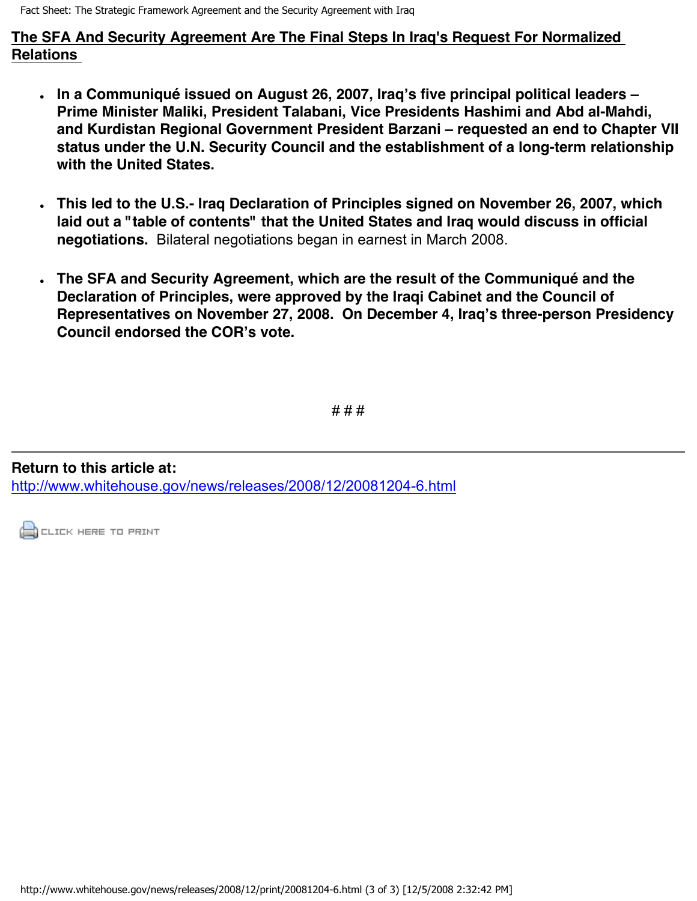**The SFA And Security Agreement Are The Final Steps In Iraq's Request For Normalized Relations**

- **In a Communiqué issued on August 26, 2007, Iraq's five principal political leaders – Prime Minister Maliki, President Talabani, Vice Presidents Hashimi and Abd al-Mahdi, and Kurdistan Regional Government President Barzani – requested an end to Chapter VII status under the U.N. Security Council and the establishment of a long-term relationship with the United States.**

- **This led to the U.S.- Iraq Declaration of Principles signed on November 26, 2007, which laid out a "table of contents" that the United States and Iraq would discuss in official negotiations.** Bilateral negotiations began in earnest in March 2008.

- **The SFA and Security Agreement, which are the result of the Communiqué and the Declaration of Principles, were approved by the Iraqi Cabinet and the Council of Representatives on November 27, 2008. On December 4, Iraq's three-person Presidency Council endorsed the COR's vote.**

# # #

**Return to this article at:**
http://www.whitehouse.gov/news/releases/2008/12/20081204-6.html

CLICK HERE TO PRINT